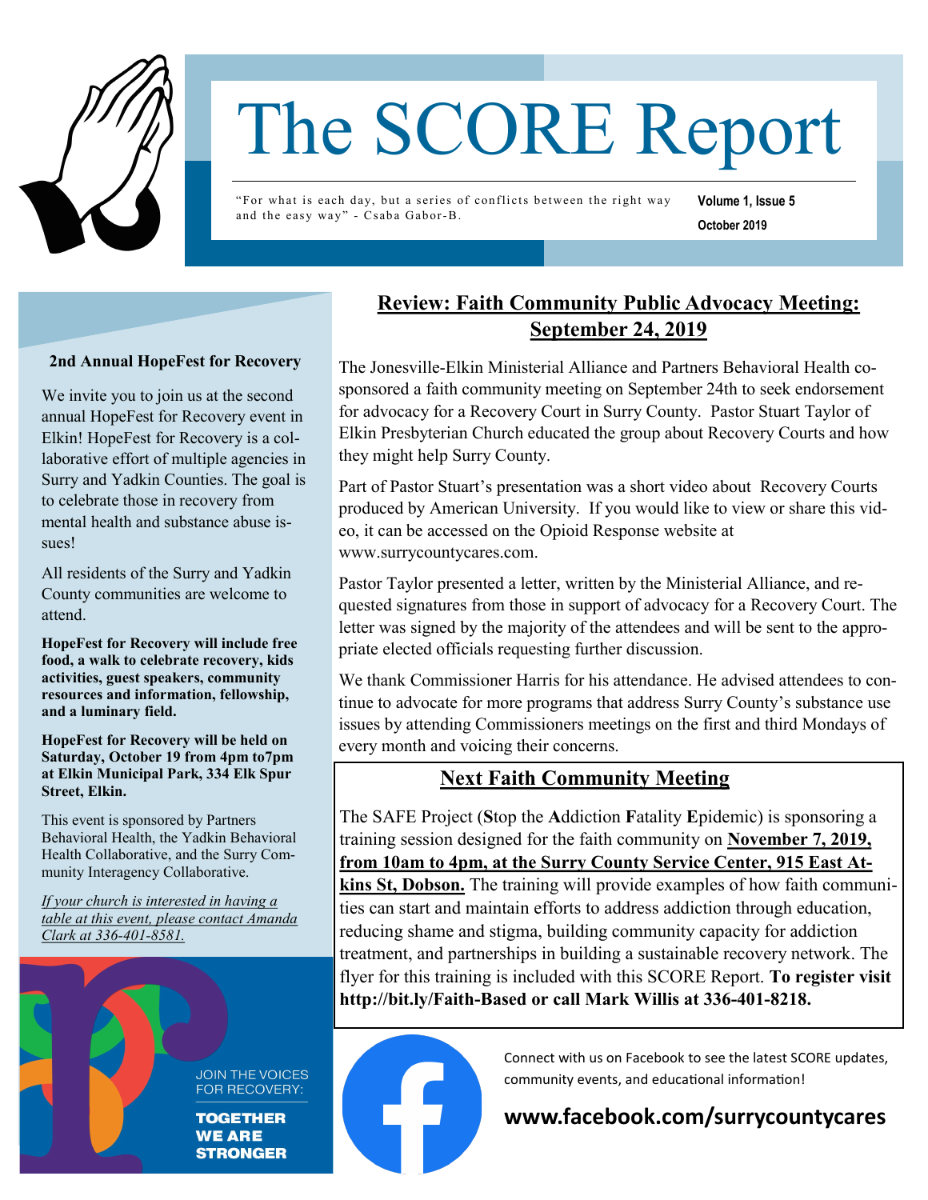# The SCORE Report

"For what is each day, but a series of conflicts between the right way and the easy way" - Csaba Gabor-B.

**Volume 1, Issue 5**

**October 2019**

## Review: Faith Community Public Advocacy Meeting: September 24, 2019

The Jonesville-Elkin Ministerial Alliance and Partners Behavioral Health co-sponsored a faith community meeting on September 24th to seek endorsement for advocacy for a Recovery Court in Surry County. Pastor Stuart Taylor of Elkin Presbyterian Church educated the group about Recovery Courts and how they might help Surry County.

Part of Pastor Stuart's presentation was a short video about Recovery Courts produced by American University. If you would like to view or share this video, it can be accessed on the Opioid Response website at www.surrycountycares.com.

Pastor Taylor presented a letter, written by the Ministerial Alliance, and requested signatures from those in support of advocacy for a Recovery Court. The letter was signed by the majority of the attendees and will be sent to the appropriate elected officials requesting further discussion.

We thank Commissioner Harris for his attendance. He advised attendees to continue to advocate for more programs that address Surry County's substance use issues by attending Commissioners meetings on the first and third Mondays of every month and voicing their concerns.

## Next Faith Community Meeting

The SAFE Project (**S**top the **A**ddiction **F**atality **E**pidemic) is sponsoring a training session designed for the faith community on **November 7, 2019, from 10am to 4pm, at the Surry County Service Center, 915 East Atkins St, Dobson.** The training will provide examples of how faith communities can start and maintain efforts to address addiction through education, reducing shame and stigma, building community capacity for addiction treatment, and partnerships in building a sustainable recovery network. The flyer for this training is included with this SCORE Report. **To register visit http://bit.ly/Faith-Based or call Mark Willis at 336-401-8218.**

### 2nd Annual HopeFest for Recovery

We invite you to join us at the second annual HopeFest for Recovery event in Elkin! HopeFest for Recovery is a collaborative effort of multiple agencies in Surry and Yadkin Counties. The goal is to celebrate those in recovery from mental health and substance abuse issues!

All residents of the Surry and Yadkin County communities are welcome to attend.

**HopeFest for Recovery will include free food, a walk to celebrate recovery, kids activities, guest speakers, community resources and information, fellowship, and a luminary field.**

**HopeFest for Recovery will be held on Saturday, October 19 from 4pm to7pm at Elkin Municipal Park, 334 Elk Spur Street, Elkin.**

This event is sponsored by Partners Behavioral Health, the Yadkin Behavioral Health Collaborative, and the Surry Community Interagency Collaborative.

*If your church is interested in having a table at this event, please contact Amanda Clark at 336-401-8581.*

JOIN THE VOICES FOR RECOVERY:

**TOGETHER WE ARE STRONGER**

Connect with us on Facebook to see the latest SCORE updates, community events, and educational information!

**www.facebook.com/surrycountycares**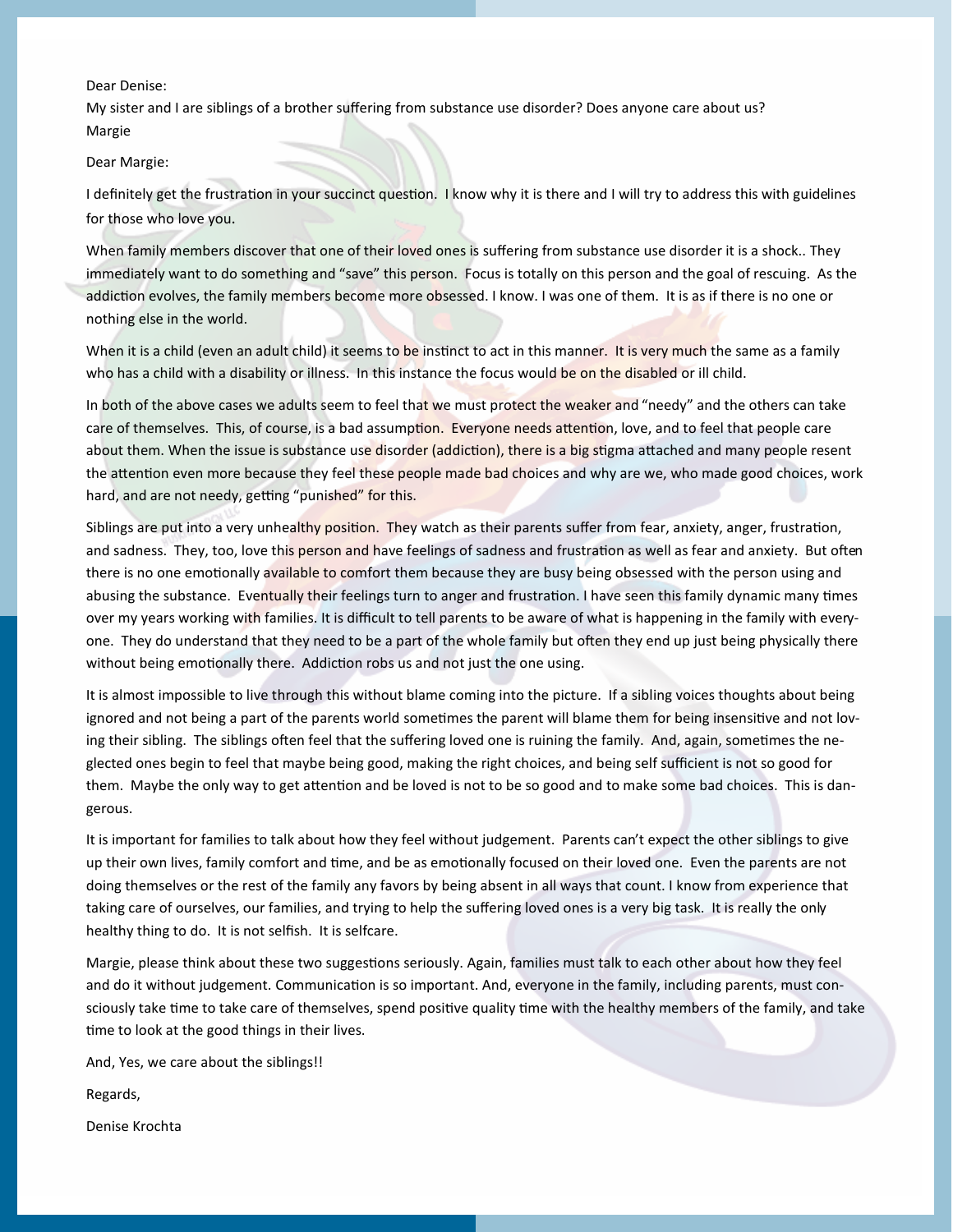Dear Denise:

My sister and I are siblings of a brother suffering from substance use disorder? Does anyone care about us?

Margie

Dear Margie:

I definitely get the frustration in your succinct question. I know why it is there and I will try to address this with guidelines for those who love you.

When family members discover that one of their loved ones is suffering from substance use disorder it is a shock.. They immediately want to do something and "save" this person. Focus is totally on this person and the goal of rescuing. As the addiction evolves, the family members become more obsessed. I know. I was one of them. It is as if there is no one or nothing else in the world.

When it is a child (even an adult child) it seems to be instinct to act in this manner. It is very much the same as a family who has a child with a disability or illness. In this instance the focus would be on the disabled or ill child.

In both of the above cases we adults seem to feel that we must protect the weaker and "needy" and the others can take care of themselves. This, of course, is a bad assumption. Everyone needs attention, love, and to feel that people care about them. When the issue is substance use disorder (addiction), there is a big stigma attached and many people resent the attention even more because they feel these people made bad choices and why are we, who made good choices, work hard, and are not needy, getting "punished" for this.

Siblings are put into a very unhealthy position. They watch as their parents suffer from fear, anxiety, anger, frustration, and sadness. They, too, love this person and have feelings of sadness and frustration as well as fear and anxiety. But often there is no one emotionally available to comfort them because they are busy being obsessed with the person using and abusing the substance. Eventually their feelings turn to anger and frustration. I have seen this family dynamic many times over my years working with families. It is difficult to tell parents to be aware of what is happening in the family with everyone. They do understand that they need to be a part of the whole family but often they end up just being physically there without being emotionally there. Addiction robs us and not just the one using.

It is almost impossible to live through this without blame coming into the picture. If a sibling voices thoughts about being ignored and not being a part of the parents world sometimes the parent will blame them for being insensitive and not loving their sibling. The siblings often feel that the suffering loved one is ruining the family. And, again, sometimes the neglected ones begin to feel that maybe being good, making the right choices, and being self sufficient is not so good for them. Maybe the only way to get attention and be loved is not to be so good and to make some bad choices. This is dangerous.

It is important for families to talk about how they feel without judgement. Parents can't expect the other siblings to give up their own lives, family comfort and time, and be as emotionally focused on their loved one. Even the parents are not doing themselves or the rest of the family any favors by being absent in all ways that count. I know from experience that taking care of ourselves, our families, and trying to help the suffering loved ones is a very big task. It is really the only healthy thing to do. It is not selfish. It is selfcare.

Margie, please think about these two suggestions seriously. Again, families must talk to each other about how they feel and do it without judgement. Communication is so important. And, everyone in the family, including parents, must consciously take time to take care of themselves, spend positive quality time with the healthy members of the family, and take time to look at the good things in their lives.

And, Yes, we care about the siblings!!

Regards,

Denise Krochta